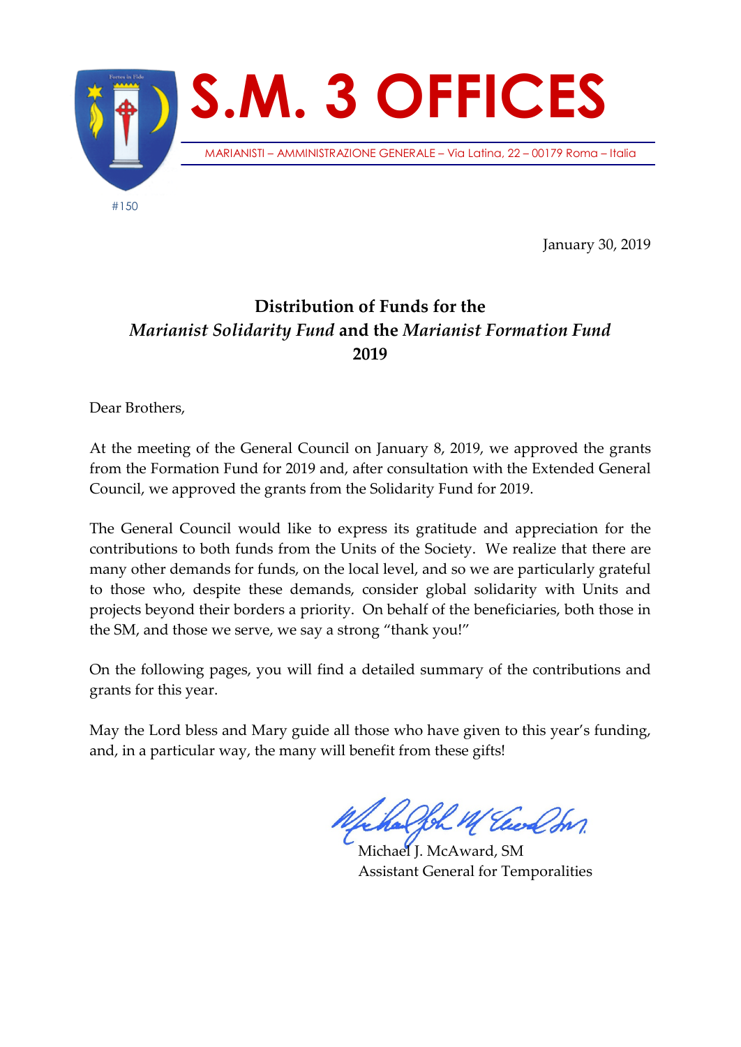# S.M. 3 OFFICES

MARIANISTI – AMMINISTRAZIONE GENERALE – Via Latina, 22 – 00179 Roma – Italia

#150

January 30, 2019

## Distribution of Funds for the *Marianist Solidarity Fund* and the *Marianist Formation Fund* 2019

Dear Brothers,

At the meeting of the General Council on January 8, 2019, we approved the grants from the Formation Fund for 2019 and, after consultation with the Extended General Council, we approved the grants from the Solidarity Fund for 2019.

The General Council would like to express its gratitude and appreciation for the contributions to both funds from the Units of the Society. We realize that there are many other demands for funds, on the local level, and so we are particularly grateful to those who, despite these demands, consider global solidarity with Units and projects beyond their borders a priority. On behalf of the beneficiaries, both those in the SM, and those we serve, we say a strong "thank you!"

On the following pages, you will find a detailed summary of the contributions and grants for this year.

May the Lord bless and Mary guide all those who have given to this year's funding, and, in a particular way, the many will benefit from these gifts!

Michael J. McAward, SM
Assistant General for Temporalities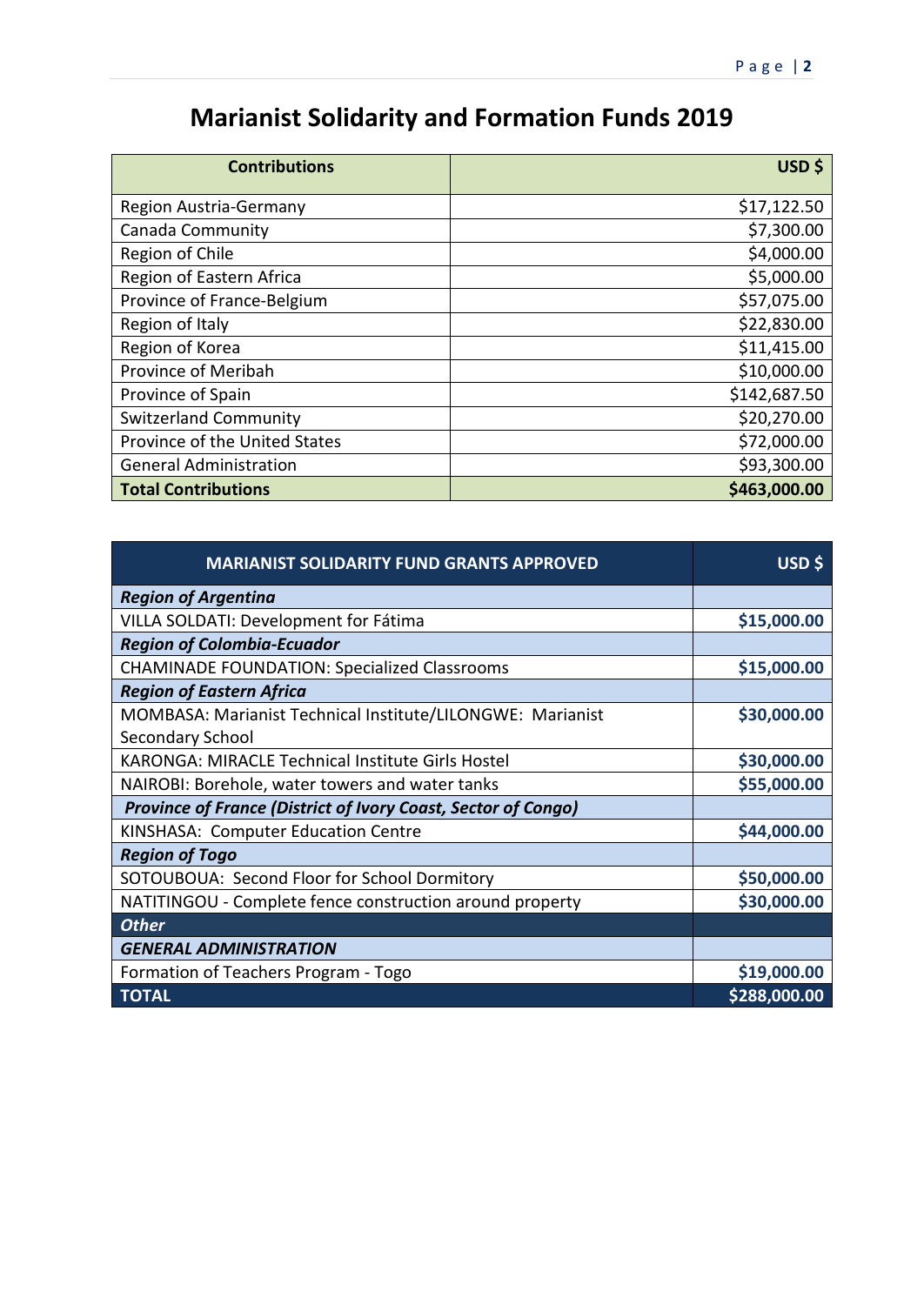# Marianist Solidarity and Formation Funds 2019

| Contributions | USD $ |
|---|---:|
| Region Austria-Germany | $17,122.50 |
| Canada Community | $7,300.00 |
| Region of Chile | $4,000.00 |
| Region of Eastern Africa | $5,000.00 |
| Province of France-Belgium | $57,075.00 |
| Region of Italy | $22,830.00 |
| Region of Korea | $11,415.00 |
| Province of Meribah | $10,000.00 |
| Province of Spain | $142,687.50 |
| Switzerland Community | $20,270.00 |
| Province of the United States | $72,000.00 |
| General Administration | $93,300.00 |
| **Total Contributions** | **$463,000.00** |

| MARIANIST SOLIDARITY FUND GRANTS APPROVED | USD $ |
|---|---:|
| ***Region of Argentina*** | |
| VILLA SOLDATI: Development for Fátima | **$15,000.00** |
| ***Region of Colombia-Ecuador*** | |
| CHAMINADE FOUNDATION: Specialized Classrooms | **$15,000.00** |
| ***Region of Eastern Africa*** | |
| MOMBASA: Marianist Technical Institute/LILONGWE: Marianist Secondary School | **$30,000.00** |
| KARONGA: MIRACLE Technical Institute Girls Hostel | **$30,000.00** |
| NAIROBI: Borehole, water towers and water tanks | **$55,000.00** |
| ***Province of France (District of Ivory Coast, Sector of Congo)*** | |
| KINSHASA: Computer Education Centre | **$44,000.00** |
| ***Region of Togo*** | |
| SOTOUBOUA: Second Floor for School Dormitory | **$50,000.00** |
| NATITINGOU - Complete fence construction around property | **$30,000.00** |
| ***Other*** | |
| ***GENERAL ADMINISTRATION*** | |
| Formation of Teachers Program - Togo | **$19,000.00** |
| **TOTAL** | **$288,000.00** |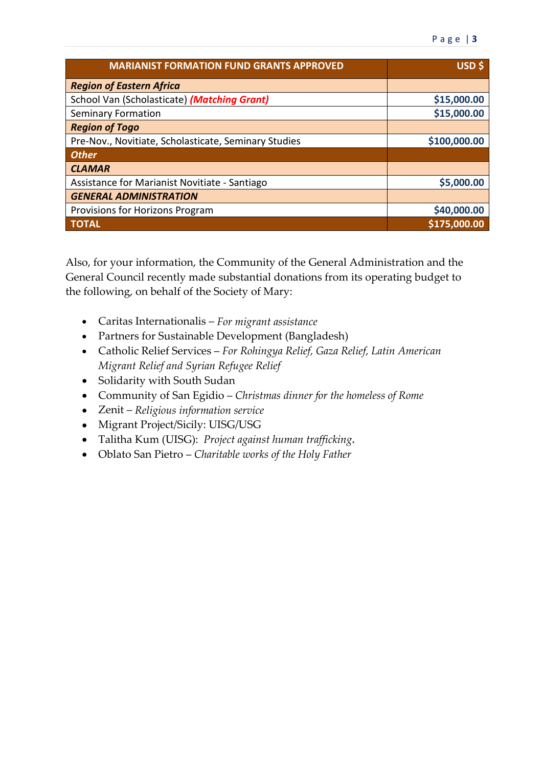| MARIANIST FORMATION FUND GRANTS APPROVED | USD $ |
|---|---|
| ***Region of Eastern Africa*** | |
| School Van (Scholasticate) ***(Matching Grant)*** | **$15,000.00** |
| Seminary Formation | **$15,000.00** |
| ***Region of Togo*** | |
| Pre-Nov., Novitiate, Scholasticate, Seminary Studies | **$100,000.00** |
| ***Other*** | |
| ***CLAMAR*** | |
| Assistance for Marianist Novitiate - Santiago | **$5,000.00** |
| ***GENERAL ADMINISTRATION*** | |
| Provisions for Horizons Program | **$40,000.00** |
| **TOTAL** | **$175,000.00** |

Also, for your information, the Community of the General Administration and the General Council recently made substantial donations from its operating budget to the following, on behalf of the Society of Mary:

- Caritas Internationalis – *For migrant assistance*
- Partners for Sustainable Development (Bangladesh)
- Catholic Relief Services – *For Rohingya Relief, Gaza Relief, Latin American Migrant Relief and Syrian Refugee Relief*
- Solidarity with South Sudan
- Community of San Egidio – *Christmas dinner for the homeless of Rome*
- Zenit – *Religious information service*
- Migrant Project/Sicily: UISG/USG
- Talitha Kum (UISG): *Project against human trafficking*.
- Oblato San Pietro – *Charitable works of the Holy Father*